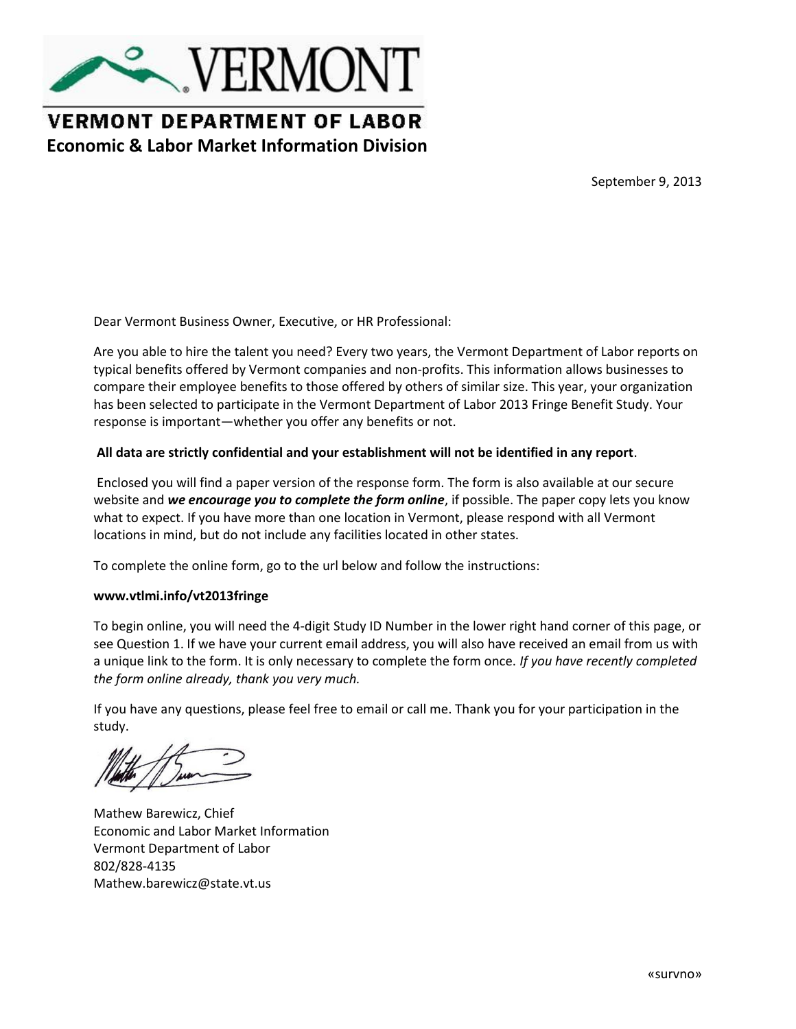VERMONT

# VERMONT DEPARTMENT OF LABOR

## Economic & Labor Market Information Division

September 9, 2013

Dear Vermont Business Owner, Executive, or HR Professional:

Are you able to hire the talent you need? Every two years, the Vermont Department of Labor reports on typical benefits offered by Vermont companies and non-profits. This information allows businesses to compare their employee benefits to those offered by others of similar size. This year, your organization has been selected to participate in the Vermont Department of Labor 2013 Fringe Benefit Study. Your response is important—whether you offer any benefits or not.

**All data are strictly confidential and your establishment will not be identified in any report**.

Enclosed you will find a paper version of the response form. The form is also available at our secure website and ***we encourage you to complete the form online***, if possible. The paper copy lets you know what to expect. If you have more than one location in Vermont, please respond with all Vermont locations in mind, but do not include any facilities located in other states.

To complete the online form, go to the url below and follow the instructions:

**www.vtlmi.info/vt2013fringe**

To begin online, you will need the 4-digit Study ID Number in the lower right hand corner of this page, or see Question 1. If we have your current email address, you will also have received an email from us with a unique link to the form. It is only necessary to complete the form once. *If you have recently completed the form online already, thank you very much.*

If you have any questions, please feel free to email or call me. Thank you for your participation in the study.

Mathew Barewicz, Chief
Economic and Labor Market Information
Vermont Department of Labor
802/828-4135
Mathew.barewicz@state.vt.us

«survno»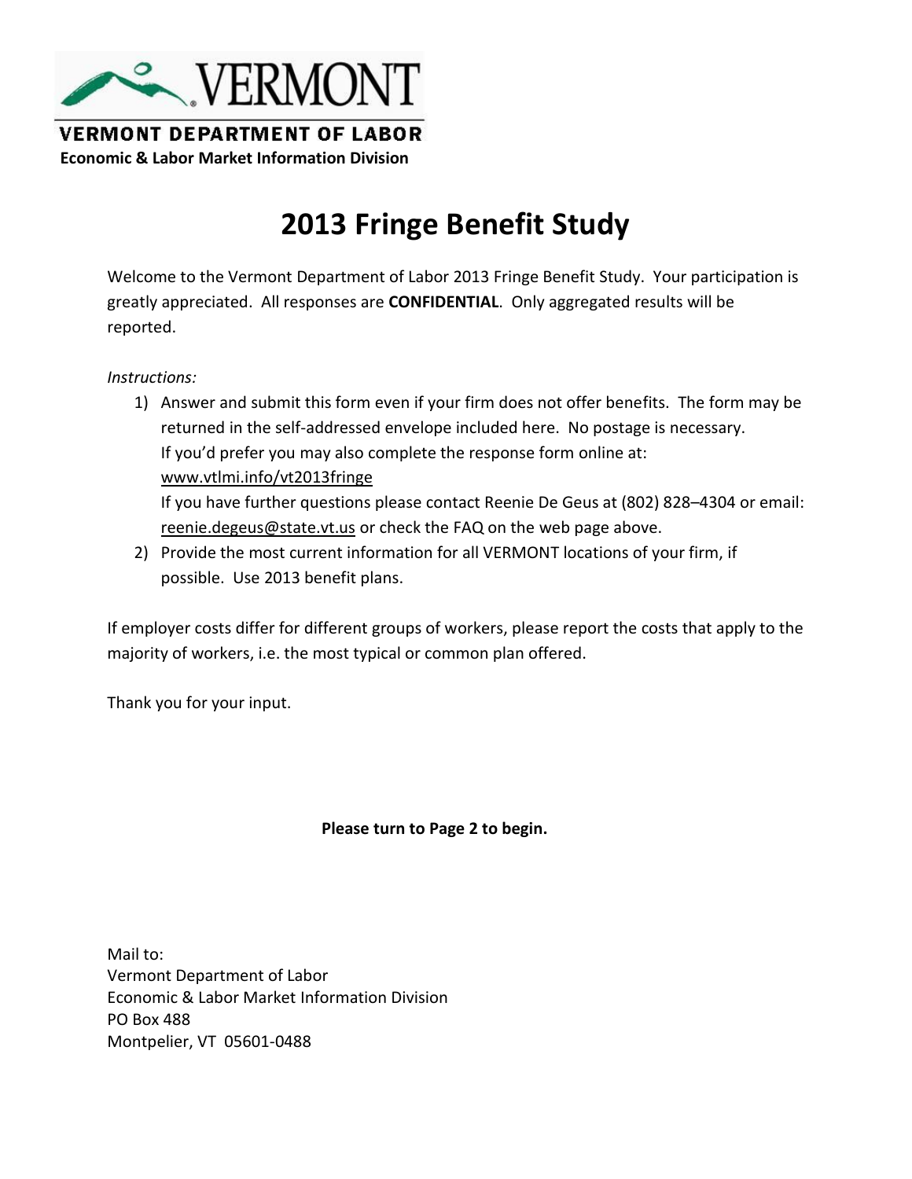**VERMONT**

**VERMONT DEPARTMENT OF LABOR**

**Economic & Labor Market Information Division**

# 2013 Fringe Benefit Study

Welcome to the Vermont Department of Labor 2013 Fringe Benefit Study. Your participation is greatly appreciated. All responses are **CONFIDENTIAL**. Only aggregated results will be reported.

*Instructions:*

1) Answer and submit this form even if your firm does not offer benefits. The form may be returned in the self-addressed envelope included here. No postage is necessary.
   If you'd prefer you may also complete the response form online at: www.vtlmi.info/vt2013fringe
   If you have further questions please contact Reenie De Geus at (802) 828–4304 or email: reenie.degeus@state.vt.us or check the FAQ on the web page above.
2) Provide the most current information for all VERMONT locations of your firm, if possible. Use 2013 benefit plans.

If employer costs differ for different groups of workers, please report the costs that apply to the majority of workers, i.e. the most typical or common plan offered.

Thank you for your input.

**Please turn to Page 2 to begin.**

Mail to:
Vermont Department of Labor
Economic & Labor Market Information Division
PO Box 488
Montpelier, VT 05601-0488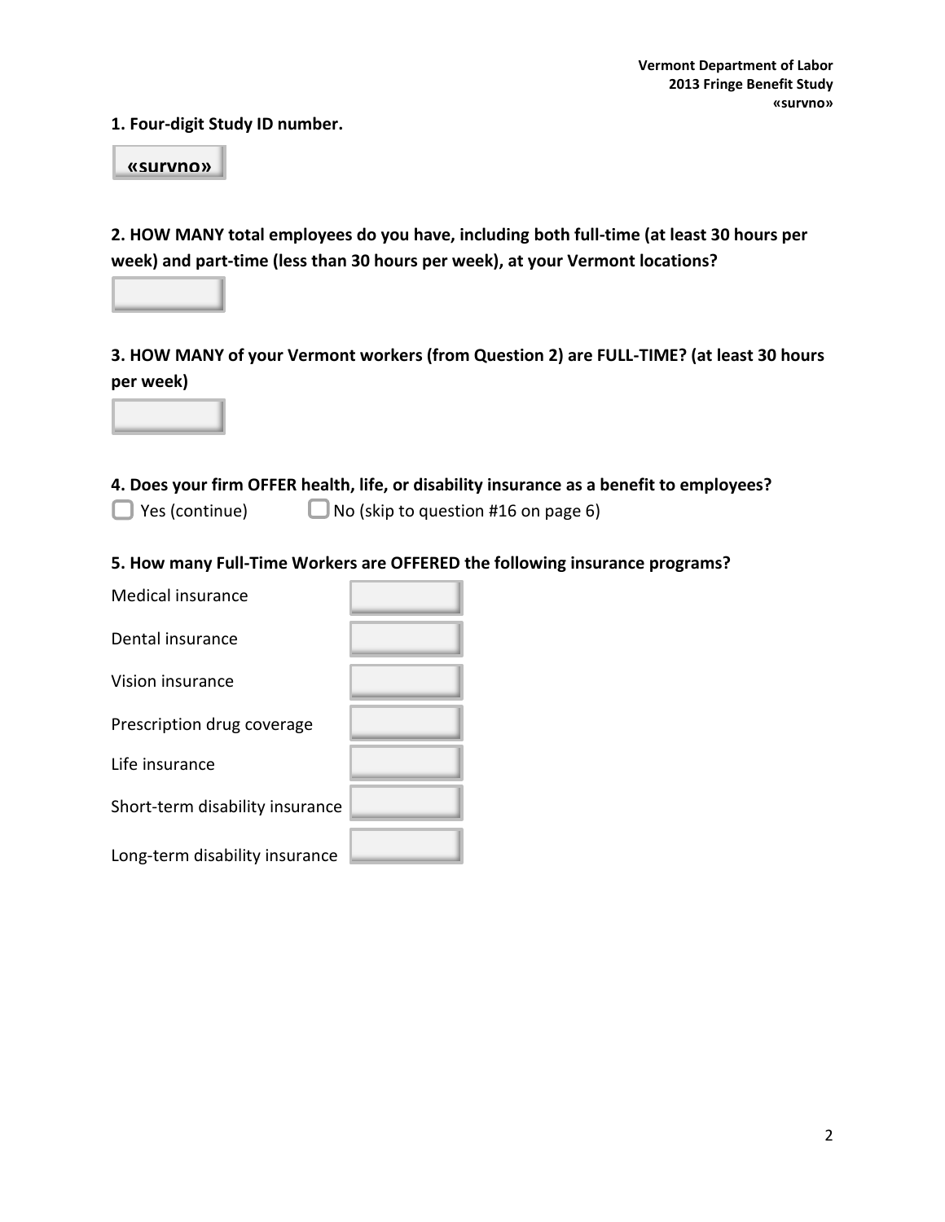**1. Four-digit Study ID number.**

«survno»

**2. HOW MANY total employees do you have, including both full-time (at least 30 hours per week) and part-time (less than 30 hours per week), at your Vermont locations?**

**3. HOW MANY of your Vermont workers (from Question 2) are FULL-TIME? (at least 30 hours per week)**

**4. Does your firm OFFER health, life, or disability insurance as a benefit to employees?**

- [ ] Yes (continue)
- [ ] No (skip to question #16 on page 6)

**5. How many Full-Time Workers are OFFERED the following insurance programs?**

| | |
|---|---|
| Medical insurance | |
| Dental insurance | |
| Vision insurance | |
| Prescription drug coverage | |
| Life insurance | |
| Short-term disability insurance | |
| Long-term disability insurance | |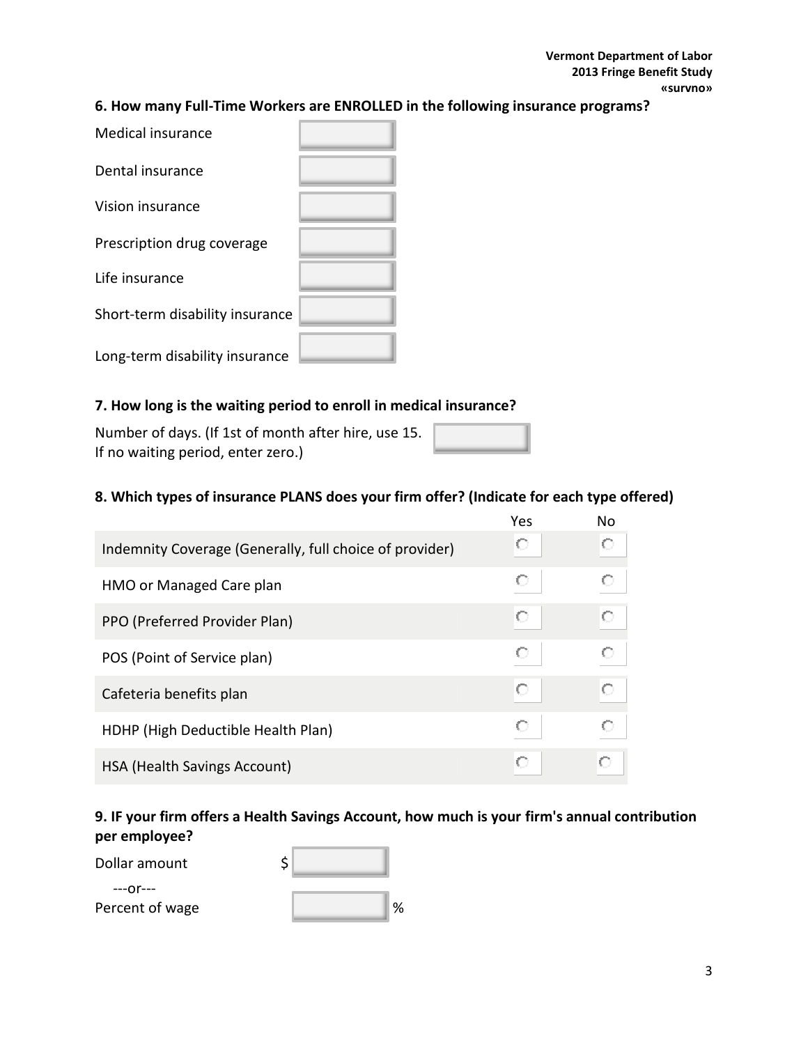**6. How many Full-Time Workers are ENROLLED in the following insurance programs?**

| | |
|---|---|
| Medical insurance | |
| Dental insurance | |
| Vision insurance | |
| Prescription drug coverage | |
| Life insurance | |
| Short-term disability insurance | |
| Long-term disability insurance | |

**7. How long is the waiting period to enroll in medical insurance?**

Number of days. (If 1st of month after hire, use 15. If no waiting period, enter zero.)

**8. Which types of insurance PLANS does your firm offer? (Indicate for each type offered)**

| | Yes | No |
|---|---|---|
| Indemnity Coverage (Generally, full choice of provider) | ○ | ○ |
| HMO or Managed Care plan | ○ | ○ |
| PPO (Preferred Provider Plan) | ○ | ○ |
| POS (Point of Service plan) | ○ | ○ |
| Cafeteria benefits plan | ○ | ○ |
| HDHP (High Deductible Health Plan) | ○ | ○ |
| HSA (Health Savings Account) | ○ | ○ |

**9. IF your firm offers a Health Savings Account, how much is your firm's annual contribution per employee?**

Dollar amount $

---or---

Percent of wage %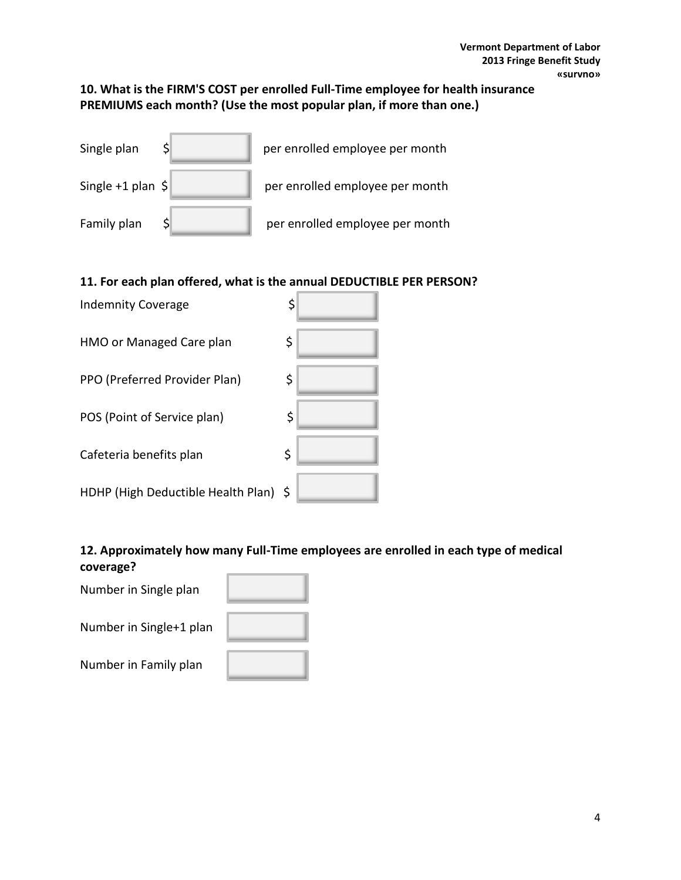**10. What is the FIRM'S COST per enrolled Full-Time employee for health insurance PREMIUMS each month? (Use the most popular plan, if more than one.)**

Single plan $ ________ per enrolled employee per month

Single +1 plan $ ________ per enrolled employee per month

Family plan $ ________ per enrolled employee per month

**11. For each plan offered, what is the annual DEDUCTIBLE PER PERSON?**

Indemnity Coverage $ ________

HMO or Managed Care plan $ ________

PPO (Preferred Provider Plan) $ ________

POS (Point of Service plan) $ ________

Cafeteria benefits plan $ ________

HDHP (High Deductible Health Plan) $ ________

**12. Approximately how many Full-Time employees are enrolled in each type of medical coverage?**

Number in Single plan ________

Number in Single+1 plan ________

Number in Family plan ________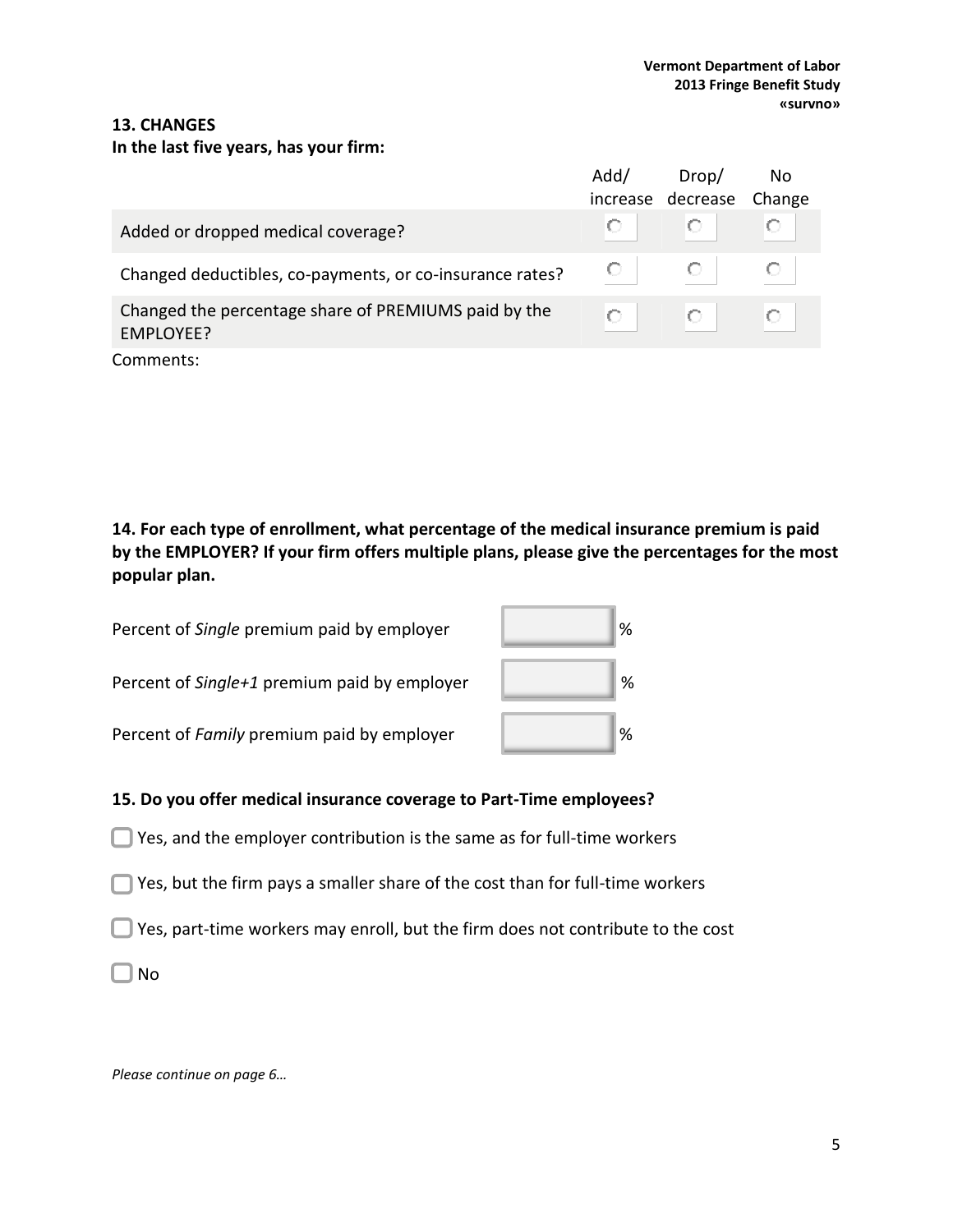## 13. CHANGES

**In the last five years, has your firm:**

| | Add/ increase | Drop/ decrease | No Change |
|---|---|---|---|
| Added or dropped medical coverage? | ○ | ○ | ○ |
| Changed deductibles, co-payments, or co-insurance rates? | ○ | ○ | ○ |
| Changed the percentage share of PREMIUMS paid by the EMPLOYEE? | ○ | ○ | ○ |

Comments:

**14. For each type of enrollment, what percentage of the medical insurance premium is paid by the EMPLOYER? If your firm offers multiple plans, please give the percentages for the most popular plan.**

Percent of *Single* premium paid by employer ______ %

Percent of *Single+1* premium paid by employer ______ %

Percent of *Family* premium paid by employer ______ %

**15. Do you offer medical insurance coverage to Part-Time employees?**

- ☐ Yes, and the employer contribution is the same as for full-time workers
- ☐ Yes, but the firm pays a smaller share of the cost than for full-time workers
- ☐ Yes, part-time workers may enroll, but the firm does not contribute to the cost
- ☐ No

*Please continue on page 6…*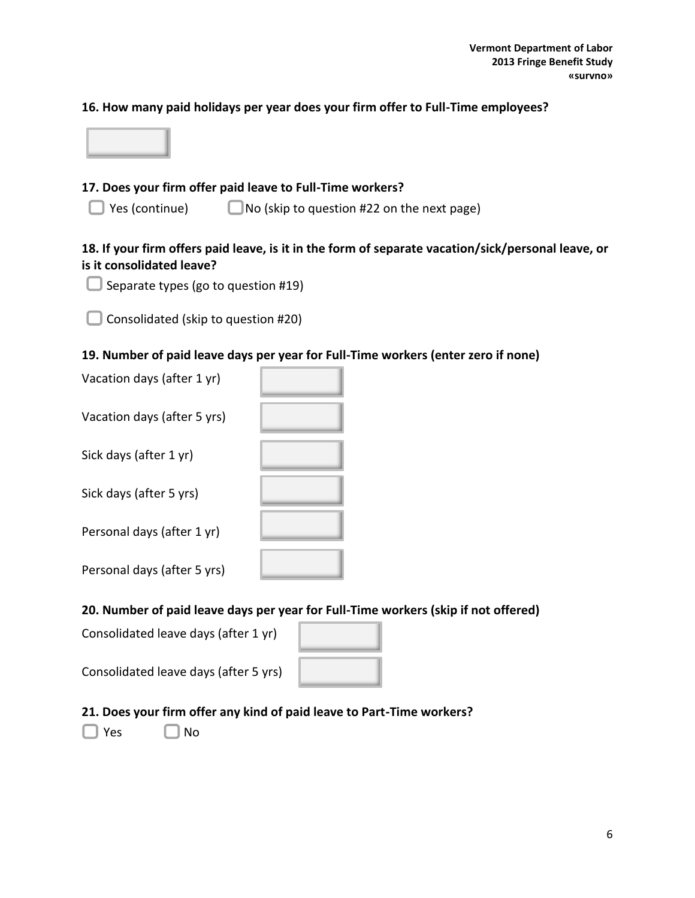**16. How many paid holidays per year does your firm offer to Full-Time employees?**

**17. Does your firm offer paid leave to Full-Time workers?**

☐ Yes (continue) ☐ No (skip to question #22 on the next page)

**18. If your firm offers paid leave, is it in the form of separate vacation/sick/personal leave, or is it consolidated leave?**

☐ Separate types (go to question #19)

☐ Consolidated (skip to question #20)

**19. Number of paid leave days per year for Full-Time workers (enter zero if none)**

Vacation days (after 1 yr)

Vacation days (after 5 yrs)

Sick days (after 1 yr)

Sick days (after 5 yrs)

Personal days (after 1 yr)

Personal days (after 5 yrs)

**20. Number of paid leave days per year for Full-Time workers (skip if not offered)**

Consolidated leave days (after 1 yr)

Consolidated leave days (after 5 yrs)

**21. Does your firm offer any kind of paid leave to Part-Time workers?**

☐ Yes ☐ No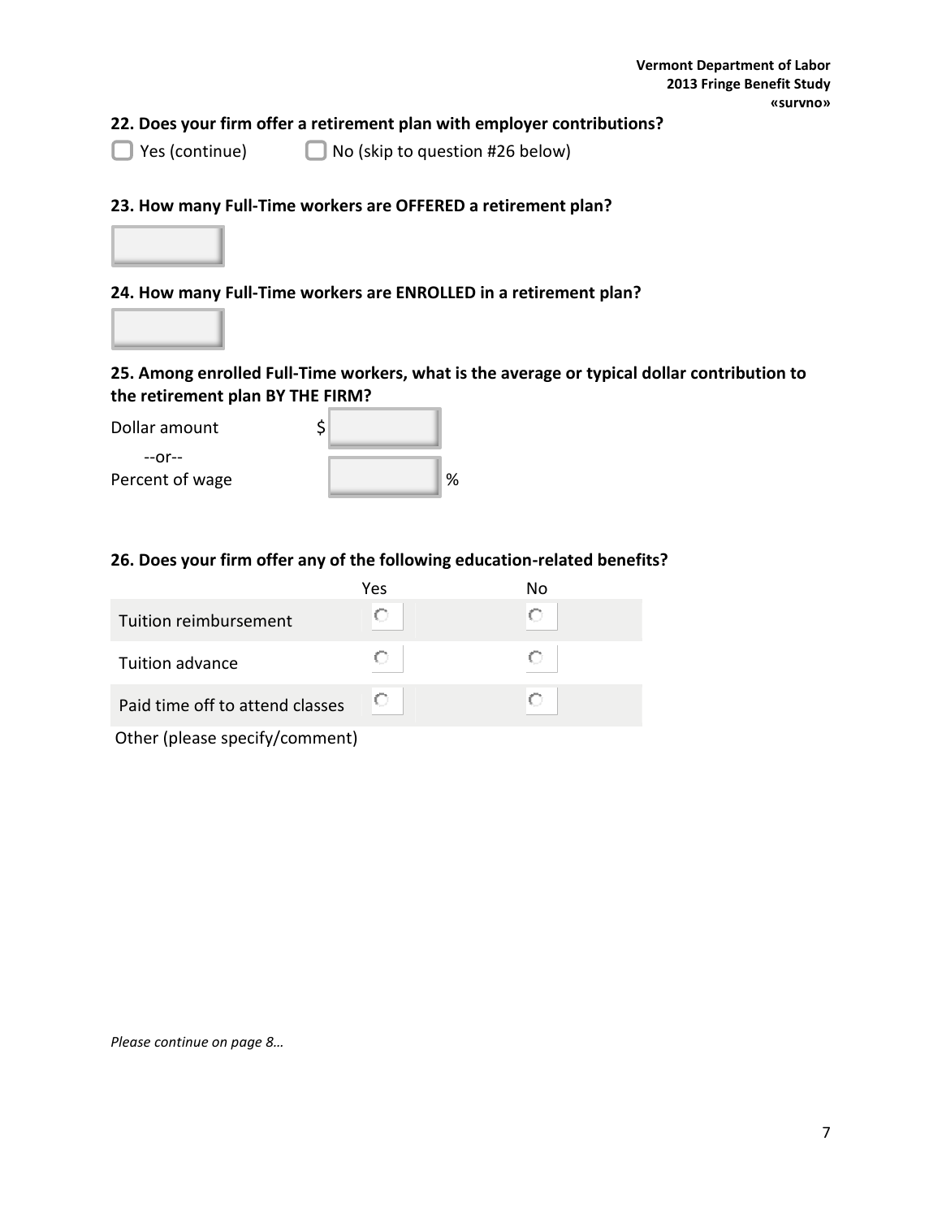**22. Does your firm offer a retirement plan with employer contributions?**

☐ Yes (continue) ☐ No (skip to question #26 below)

**23. How many Full-Time workers are OFFERED a retirement plan?**

**24. How many Full-Time workers are ENROLLED in a retirement plan?**

**25. Among enrolled Full-Time workers, what is the average or typical dollar contribution to the retirement plan BY THE FIRM?**

Dollar amount $

--or--

Percent of wage %

**26. Does your firm offer any of the following education-related benefits?**

| | Yes | No |
|---|---|---|
| Tuition reimbursement | ○ | ○ |
| Tuition advance | ○ | ○ |
| Paid time off to attend classes | ○ | ○ |

Other (please specify/comment)

*Please continue on page 8…*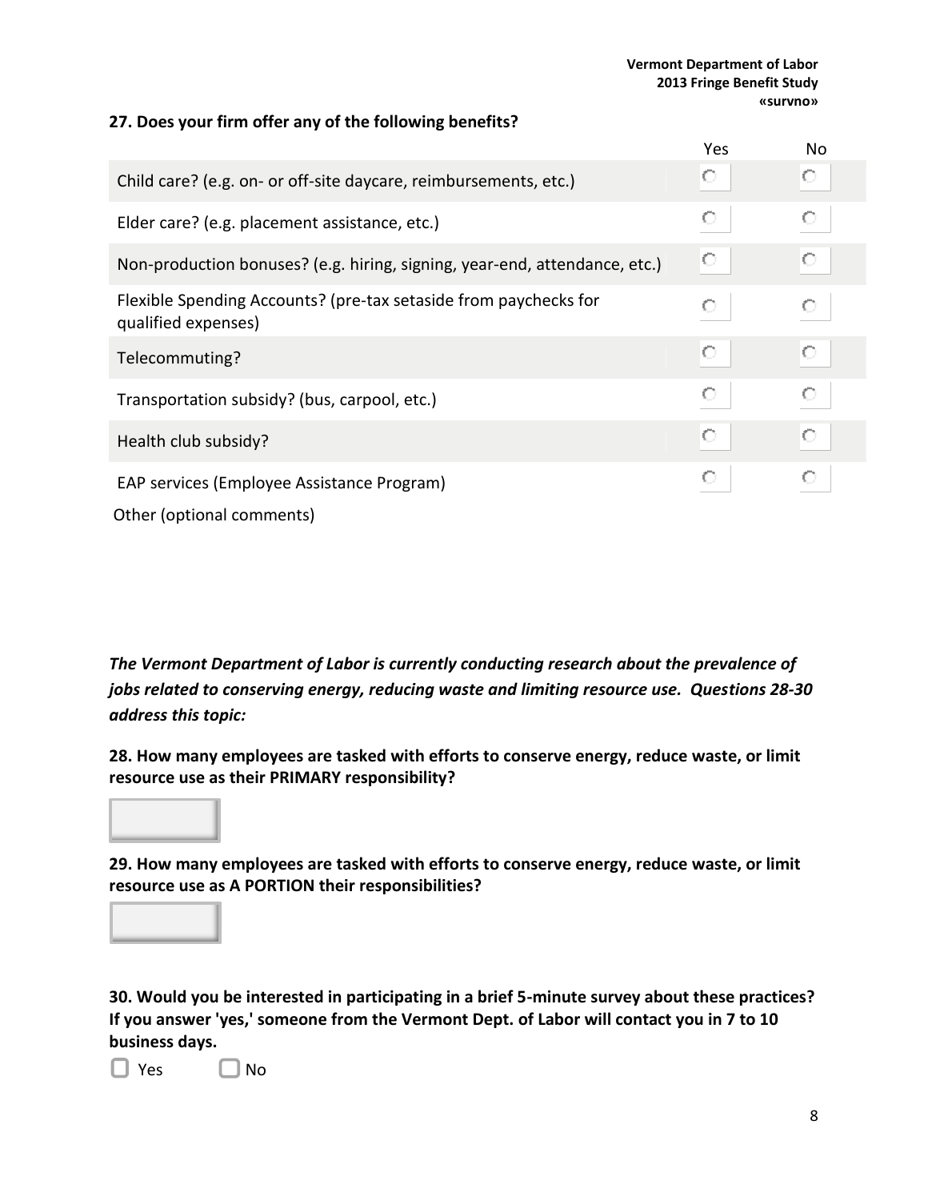**27. Does your firm offer any of the following benefits?**

| | Yes | No |
|---|---|---|
| Child care? (e.g. on- or off-site daycare, reimbursements, etc.) | ○ | ○ |
| Elder care? (e.g. placement assistance, etc.) | ○ | ○ |
| Non-production bonuses? (e.g. hiring, signing, year-end, attendance, etc.) | ○ | ○ |
| Flexible Spending Accounts? (pre-tax setaside from paychecks for qualified expenses) | ○ | ○ |
| Telecommuting? | ○ | ○ |
| Transportation subsidy? (bus, carpool, etc.) | ○ | ○ |
| Health club subsidy? | ○ | ○ |
| EAP services (Employee Assistance Program) | ○ | ○ |

Other (optional comments)

***The Vermont Department of Labor is currently conducting research about the prevalence of jobs related to conserving energy, reducing waste and limiting resource use. Questions 28-30 address this topic:***

**28. How many employees are tasked with efforts to conserve energy, reduce waste, or limit resource use as their PRIMARY responsibility?**

**29. How many employees are tasked with efforts to conserve energy, reduce waste, or limit resource use as A PORTION their responsibilities?**

**30. Would you be interested in participating in a brief 5-minute survey about these practices? If you answer 'yes,' someone from the Vermont Dept. of Labor will contact you in 7 to 10 business days.**

☐ Yes ☐ No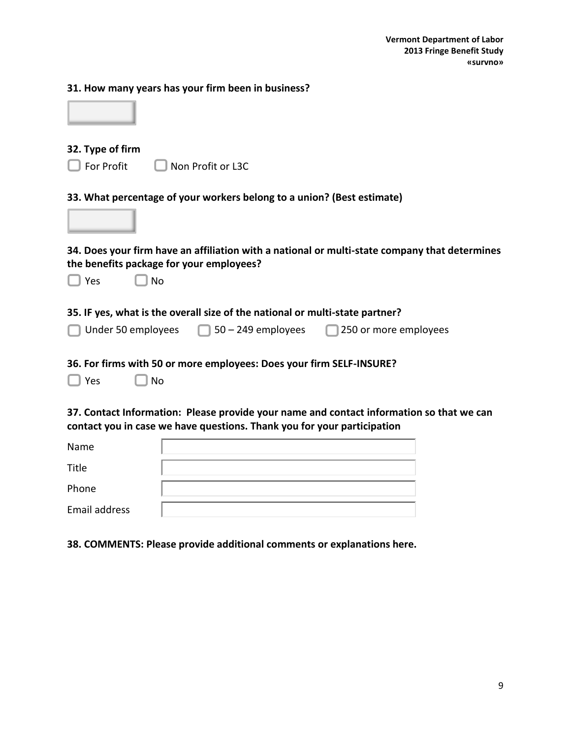**31. How many years has your firm been in business?**

**32. Type of firm**

☐ For Profit ☐ Non Profit or L3C

**33. What percentage of your workers belong to a union? (Best estimate)**

**34. Does your firm have an affiliation with a national or multi-state company that determines the benefits package for your employees?**

☐ Yes ☐ No

**35. IF yes, what is the overall size of the national or multi-state partner?**

☐ Under 50 employees ☐ 50 – 249 employees ☐ 250 or more employees

**36. For firms with 50 or more employees: Does your firm SELF-INSURE?**

☐ Yes ☐ No

**37. Contact Information: Please provide your name and contact information so that we can contact you in case we have questions. Thank you for your participation**

| | |
|---|---|
| Name | |
| Title | |
| Phone | |
| Email address | |

**38. COMMENTS: Please provide additional comments or explanations here.**